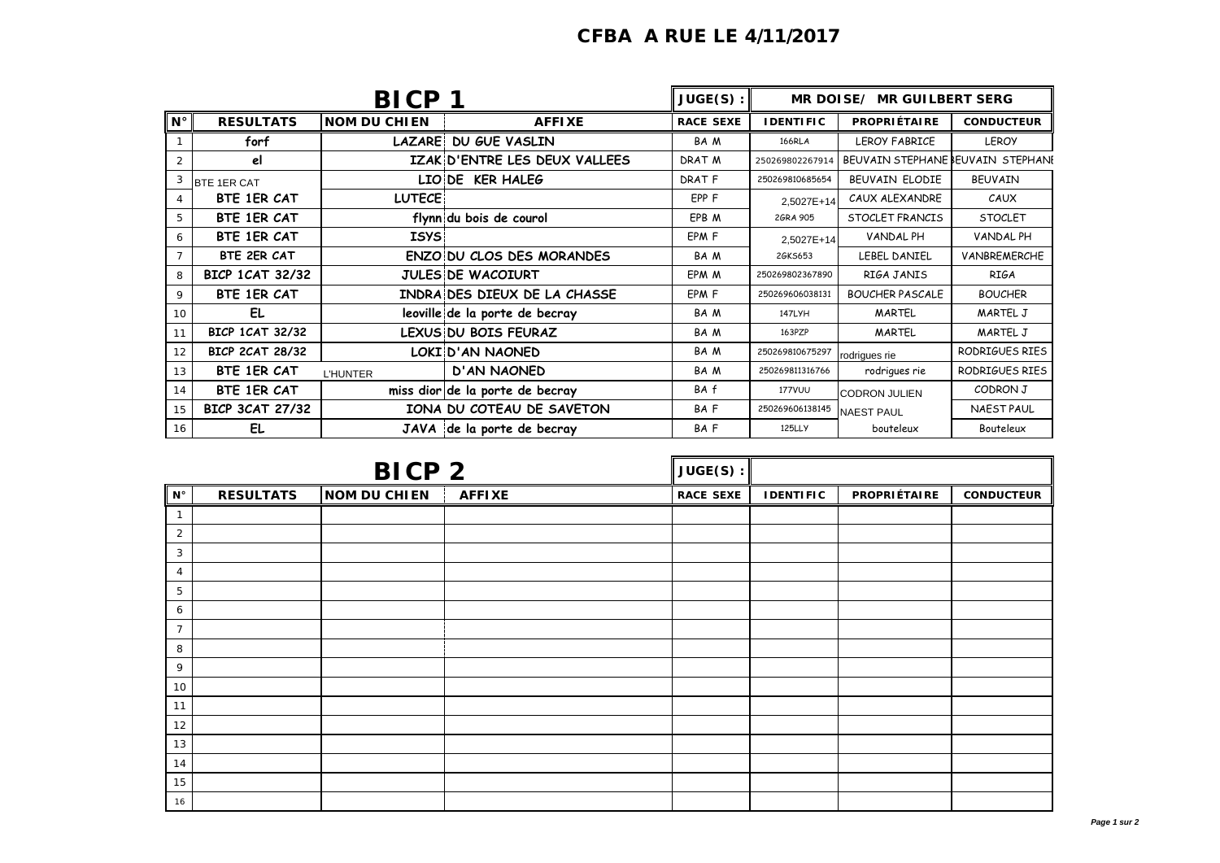# CFBA A RUE LE 4/11/2017

| BICP 1 | | | | JUGE(S) : | MR DOISE/ MR GUILBERT SERG | | |
|---|---|---|---|---|---|---|---|
| N° | RESULTATS | NOM DU CHIEN | AFFIXE | RACE SEXE | IDENTIFIC | PROPRIÉTAIRE | CONDUCTEUR |
| 1 | forf | LAZARE | DU GUE VASLIN | BA M | 166RLA | LEROY FABRICE | LEROY |
| 2 | el | IZAK | D'ENTRE LES DEUX VALLEES | DRAT M | 250269802267914 | BEUVAIN STEPHANE | BEUVAIN STEPHANE |
| 3 | BTE 1ER CAT | LIO | DE KER HALEG | DRAT F | 250269810685654 | BEUVAIN ELODIE | BEUVAIN |
| 4 | BTE 1ER CAT | LUTECE | | EPP F | 2,5027E+14 | CAUX ALEXANDRE | CAUX |
| 5 | BTE 1ER CAT | flynn | du bois de courol | EPB M | 2GRA 905 | STOCLET FRANCIS | STOCLET |
| 6 | BTE 1ER CAT | ISYS | | EPM F | 2,5027E+14 | VANDAL PH | VANDAL PH |
| 7 | BTE 2ER CAT | ENZO | DU CLOS DES MORANDES | BA M | 2GKS653 | LEBEL DANIEL | VANBREMERCHE |
| 8 | BICP 1CAT 32/32 | JULES | DE WACOIURT | EPM M | 250269802367890 | RIGA JANIS | RIGA |
| 9 | BTE 1ER CAT | INDRA | DES DIEUX DE LA CHASSE | EPM F | 250269606038131 | BOUCHER PASCALE | BOUCHER |
| 10 | EL | leoville | de la porte de becray | BA M | 147LYH | MARTEL | MARTEL J |
| 11 | BICP 1CAT 32/32 | LEXUS | DU BOIS FEURAZ | BA M | 163PZP | MARTEL | MARTEL J |
| 12 | BICP 2CAT 28/32 | LOKI | D'AN NAONED | BA M | 250269810675297 | rodrigues rie | RODRIGUES RIES |
| 13 | BTE 1ER CAT | L'HUNTER | D'AN NAONED | BA M | 250269811316766 | rodrigues rie | RODRIGUES RIES |
| 14 | BTE 1ER CAT | miss dior | de la porte de becray | BA f | 177VUU | CODRON JULIEN | CODRON J |
| 15 | BICP 3CAT 27/32 | IONA | DU COTEAU DE SAVETON | BA F | 250269606138145 | NAEST PAUL | NAEST PAUL |
| 16 | EL | JAVA | de la porte de becray | BA F | 125LLY | bouteleux | Bouteleux |

| BICP 2 | | | | JUGE(S) : | | | |
|---|---|---|---|---|---|---|---|
| N° | RESULTATS | NOM DU CHIEN | AFFIXE | RACE SEXE | IDENTIFIC | PROPRIÉTAIRE | CONDUCTEUR |
| 1 | | | | | | | |
| 2 | | | | | | | |
| 3 | | | | | | | |
| 4 | | | | | | | |
| 5 | | | | | | | |
| 6 | | | | | | | |
| 7 | | | | | | | |
| 8 | | | | | | | |
| 9 | | | | | | | |
| 10 | | | | | | | |
| 11 | | | | | | | |
| 12 | | | | | | | |
| 13 | | | | | | | |
| 14 | | | | | | | |
| 15 | | | | | | | |
| 16 | | | | | | | |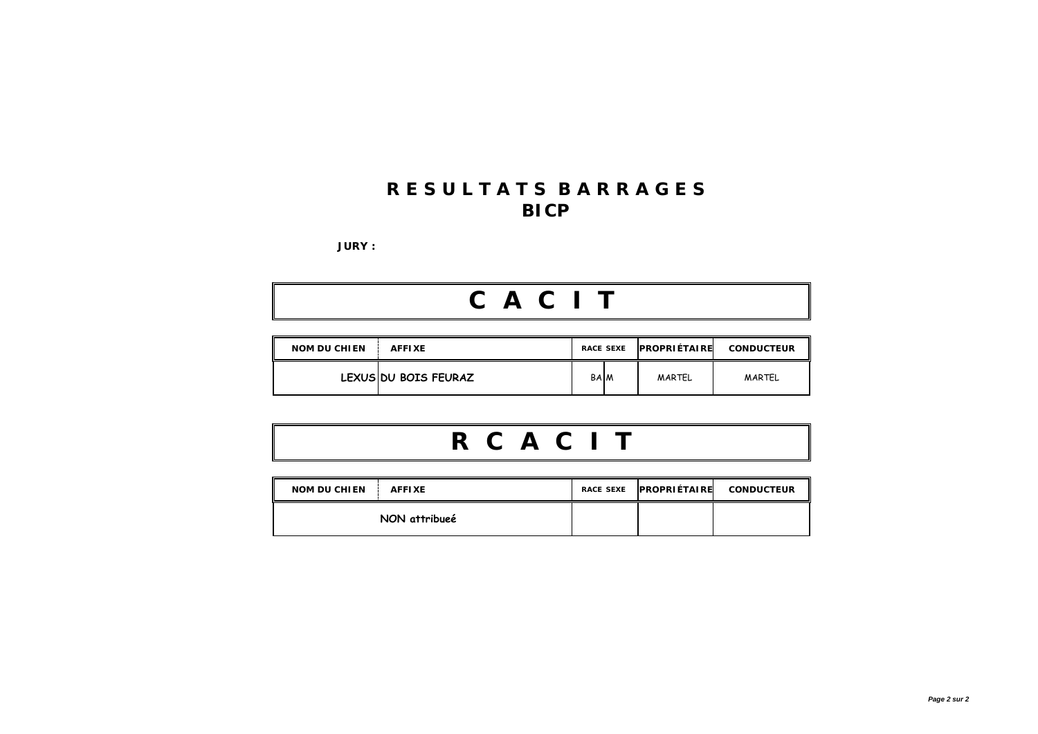# R E S U L T A T S  B A R R A G E S
## BICP

**JURY :**

## C A C I T

| NOM DU CHIEN | AFFIXE | RACE | SEXE | PROPRIÉTAIRE | CONDUCTEUR |
|---|---|---|---|---|---|
| LEXUS | DU BOIS FEURAZ | BA | M | MARTEL | MARTEL |

## R C A C I T

| NOM DU CHIEN | AFFIXE | RACE | SEXE | PROPRIÉTAIRE | CONDUCTEUR |
|---|---|---|---|---|---|
| NON attribueé | | | | | |